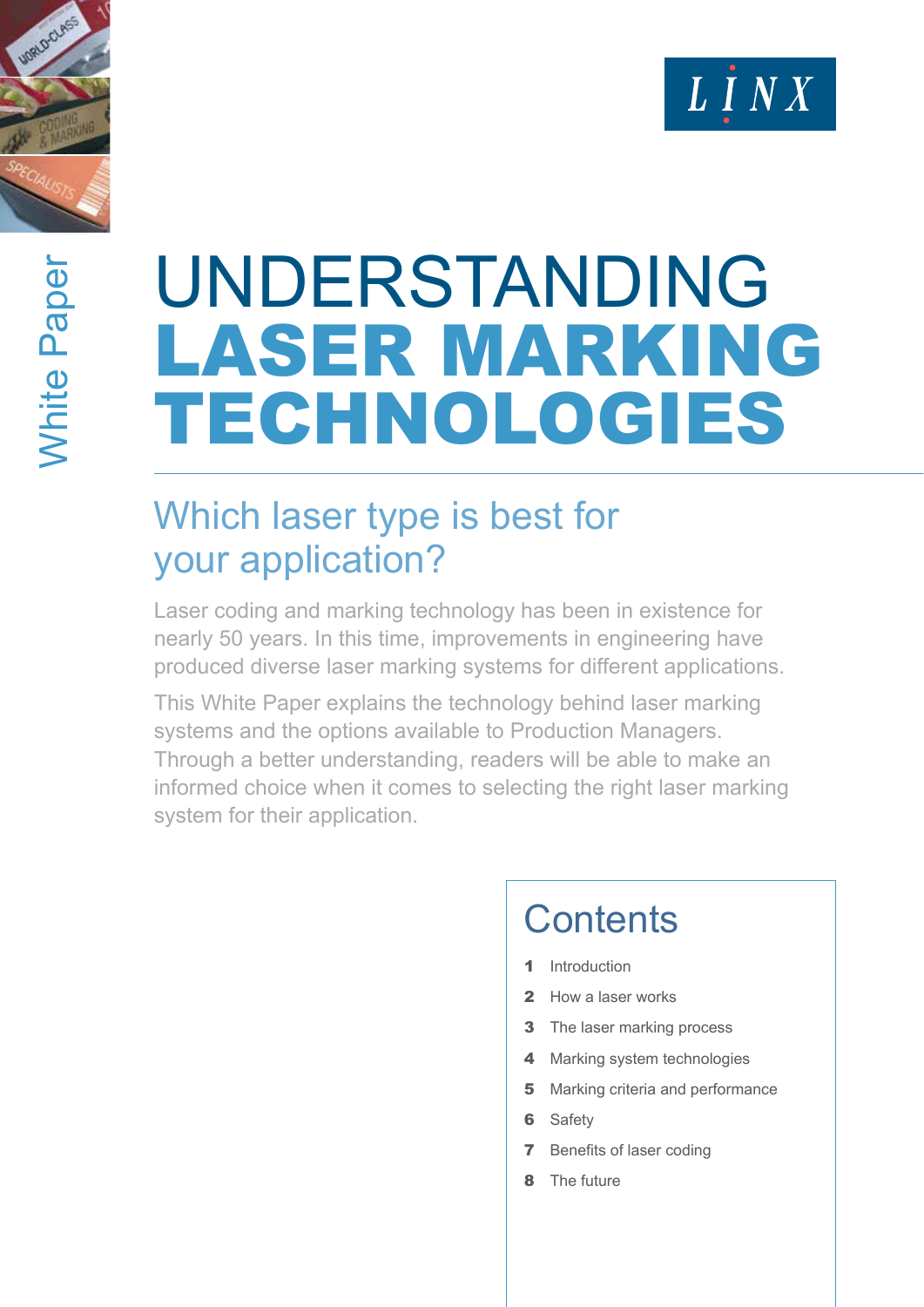White Paper

LINX

# UNDERSTANDING LASER MARKING TECHNOLOGIES

## Which laser type is best for your application?

Laser coding and marking technology has been in existence for nearly 50 years. In this time, improvements in engineering have produced diverse laser marking systems for different applications.

This White Paper explains the technology behind laser marking systems and the options available to Production Managers. Through a better understanding, readers will be able to make an informed choice when it comes to selecting the right laser marking system for their application.

## Contents

**1** Introduction

**2** How a laser works

**3** The laser marking process

**4** Marking system technologies

**5** Marking criteria and performance

**6** Safety

**7** Benefits of laser coding

**8** The future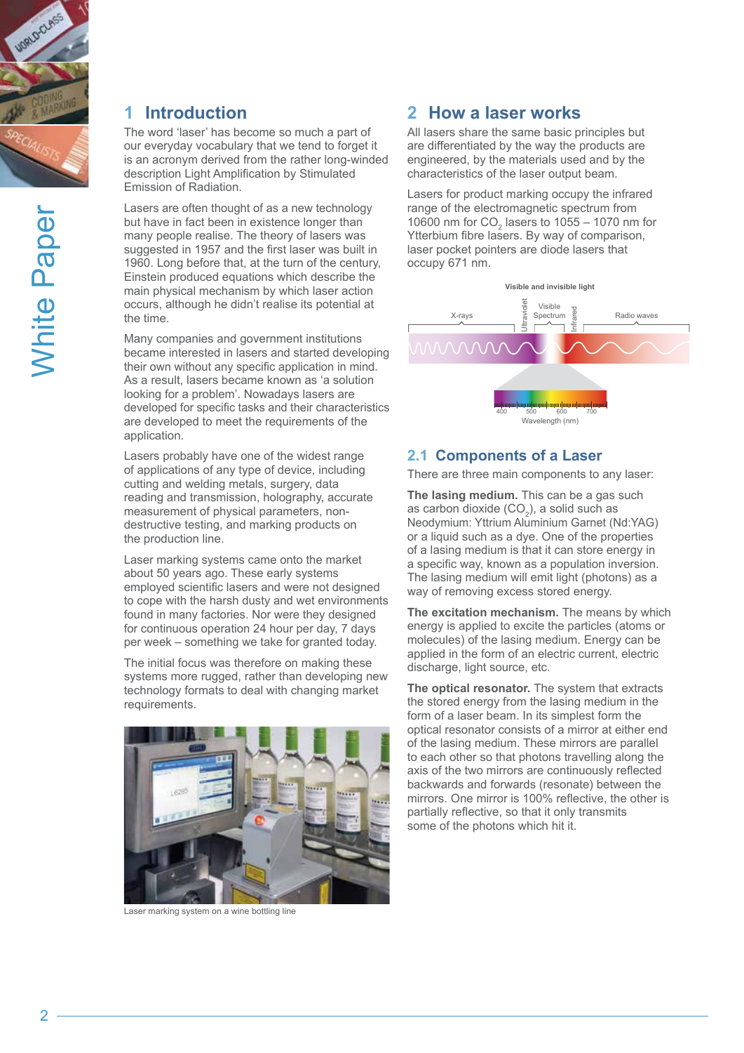## 1 Introduction

The word 'laser' has become so much a part of our everyday vocabulary that we tend to forget it is an acronym derived from the rather long-winded description Light Amplification by Stimulated Emission of Radiation.

Lasers are often thought of as a new technology but have in fact been in existence longer than many people realise. The theory of lasers was suggested in 1957 and the first laser was built in 1960. Long before that, at the turn of the century, Einstein produced equations which describe the main physical mechanism by which laser action occurs, although he didn't realise its potential at the time.

Many companies and government institutions became interested in lasers and started developing their own without any specific application in mind. As a result, lasers became known as 'a solution looking for a problem'. Nowadays lasers are developed for specific tasks and their characteristics are developed to meet the requirements of the application.

Lasers probably have one of the widest range of applications of any type of device, including cutting and welding metals, surgery, data reading and transmission, holography, accurate measurement of physical parameters, non-destructive testing, and marking products on the production line.

Laser marking systems came onto the market about 50 years ago. These early systems employed scientific lasers and were not designed to cope with the harsh dusty and wet environments found in many factories. Nor were they designed for continuous operation 24 hour per day, 7 days per week – something we take for granted today.

The initial focus was therefore on making these systems more rugged, rather than developing new technology formats to deal with changing market requirements.

Laser marking system on a wine bottling line

## 2 How a laser works

All lasers share the same basic principles but are differentiated by the way the products are engineered, by the materials used and by the characteristics of the laser output beam.

Lasers for product marking occupy the infrared range of the electromagnetic spectrum from 10600 nm for $CO_2$ lasers to 1055 – 1070 nm for Ytterbium fibre lasers. By way of comparison, laser pocket pointers are diode lasers that occupy 671 nm.

Visible and invisible light

X-rays | Ultraviolet | Visible Spectrum | Infrared | Radio waves

400 500 600 700

Wavelength (nm)

### 2.1 Components of a Laser

There are three main components to any laser:

**The lasing medium.** This can be a gas such as carbon dioxide ($CO_2$), a solid such as Neodymium: Yttrium Aluminium Garnet (Nd:YAG) or a liquid such as a dye. One of the properties of a lasing medium is that it can store energy in a specific way, known as a population inversion. The lasing medium will emit light (photons) as a way of removing excess stored energy.

**The excitation mechanism.** The means by which energy is applied to excite the particles (atoms or molecules) of the lasing medium. Energy can be applied in the form of an electric current, electric discharge, light source, etc.

**The optical resonator.** The system that extracts the stored energy from the lasing medium in the form of a laser beam. In its simplest form the optical resonator consists of a mirror at either end of the lasing medium. These mirrors are parallel to each other so that photons travelling along the axis of the two mirrors are continuously reflected backwards and forwards (resonate) between the mirrors. One mirror is 100% reflective, the other is partially reflective, so that it only transmits some of the photons which hit it.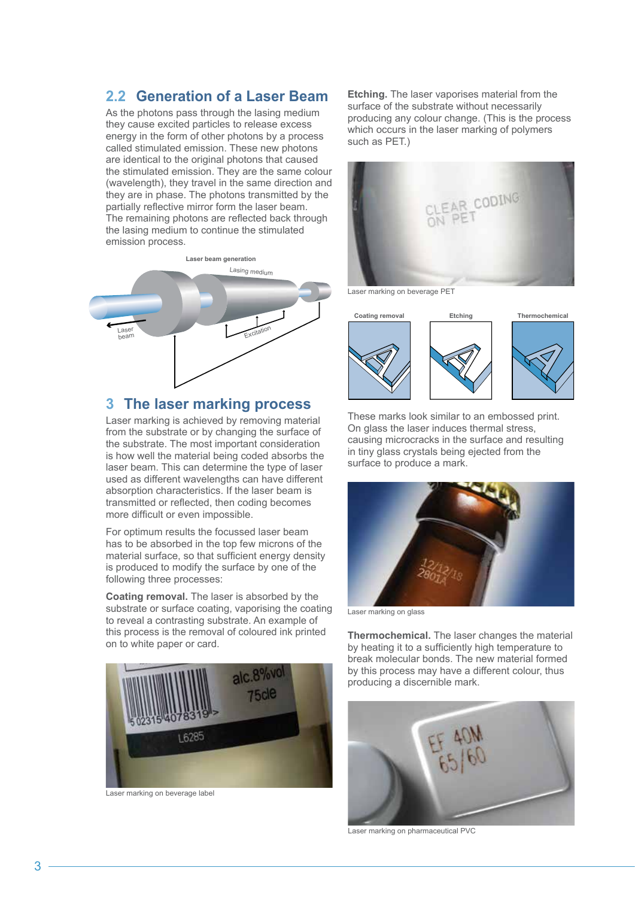## 2.2 Generation of a Laser Beam

As the photons pass through the lasing medium they cause excited particles to release excess energy in the form of other photons by a process called stimulated emission. These new photons are identical to the original photons that caused the stimulated emission. They are the same colour (wavelength), they travel in the same direction and they are in phase. The photons transmitted by the partially reflective mirror form the laser beam. The remaining photons are reflected back through the lasing medium to continue the stimulated emission process.

Laser beam generation

# 3 The laser marking process

Laser marking is achieved by removing material from the substrate or by changing the surface of the substrate. The most important consideration is how well the material being coded absorbs the laser beam. This can determine the type of laser used as different wavelengths can have different absorption characteristics. If the laser beam is transmitted or reflected, then coding becomes more difficult or even impossible.

For optimum results the focussed laser beam has to be absorbed in the top few microns of the material surface, so that sufficient energy density is produced to modify the surface by one of the following three processes:

**Coating removal.** The laser is absorbed by the substrate or surface coating, vaporising the coating to reveal a contrasting substrate. An example of this process is the removal of coloured ink printed on to white paper or card.

Laser marking on beverage label

**Etching.** The laser vaporises material from the surface of the substrate without necessarily producing any colour change. (This is the process which occurs in the laser marking of polymers such as PET.)

Laser marking on beverage PET

These marks look similar to an embossed print. On glass the laser induces thermal stress, causing microcracks in the surface and resulting in tiny glass crystals being ejected from the surface to produce a mark.

Laser marking on glass

**Thermochemical.** The laser changes the material by heating it to a sufficiently high temperature to break molecular bonds. The new material formed by this process may have a different colour, thus producing a discernible mark.

Laser marking on pharmaceutical PVC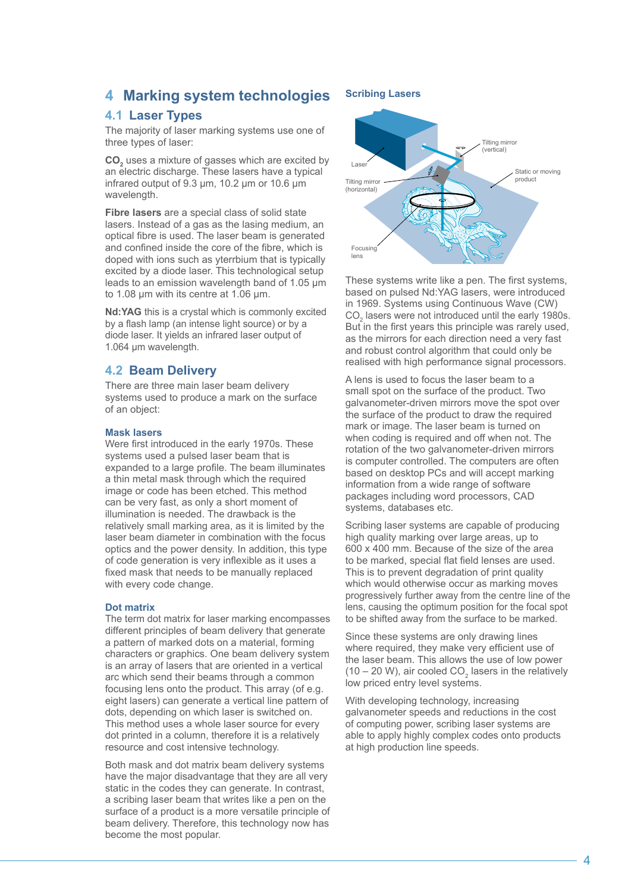# 4 Marking system technologies

## 4.1 Laser Types

The majority of laser marking systems use one of three types of laser:

**$CO_2$** uses a mixture of gasses which are excited by an electric discharge. These lasers have a typical infrared output of 9.3 µm, 10.2 µm or 10.6 µm wavelength.

**Fibre lasers** are a special class of solid state lasers. Instead of a gas as the lasing medium, an optical fibre is used. The laser beam is generated and confined inside the core of the fibre, which is doped with ions such as yterrbium that is typically excited by a diode laser. This technological setup leads to an emission wavelength band of 1.05 µm to 1.08 µm with its centre at 1.06 µm.

**Nd:YAG** this is a crystal which is commonly excited by a flash lamp (an intense light source) or by a diode laser. It yields an infrared laser output of 1.064 µm wavelength.

## 4.2 Beam Delivery

There are three main laser beam delivery systems used to produce a mark on the surface of an object:

### Mask lasers

Were first introduced in the early 1970s. These systems used a pulsed laser beam that is expanded to a large profile. The beam illuminates a thin metal mask through which the required image or code has been etched. This method can be very fast, as only a short moment of illumination is needed. The drawback is the relatively small marking area, as it is limited by the laser beam diameter in combination with the focus optics and the power density. In addition, this type of code generation is very inflexible as it uses a fixed mask that needs to be manually replaced with every code change.

### Dot matrix

The term dot matrix for laser marking encompasses different principles of beam delivery that generate a pattern of marked dots on a material, forming characters or graphics. One beam delivery system is an array of lasers that are oriented in a vertical arc which send their beams through a common focusing lens onto the product. This array (of e.g. eight lasers) can generate a vertical line pattern of dots, depending on which laser is switched on. This method uses a whole laser source for every dot printed in a column, therefore it is a relatively resource and cost intensive technology.

Both mask and dot matrix beam delivery systems have the major disadvantage that they are all very static in the codes they can generate. In contrast, a scribing laser beam that writes like a pen on the surface of a product is a more versatile principle of beam delivery. Therefore, this technology now has become the most popular.

### Scribing Lasers

These systems write like a pen. The first systems, based on pulsed Nd:YAG lasers, were introduced in 1969. Systems using Continuous Wave (CW) $CO_2$ lasers were not introduced until the early 1980s. But in the first years this principle was rarely used, as the mirrors for each direction need a very fast and robust control algorithm that could only be realised with high performance signal processors.

A lens is used to focus the laser beam to a small spot on the surface of the product. Two galvanometer-driven mirrors move the spot over the surface of the product to draw the required mark or image. The laser beam is turned on when coding is required and off when not. The rotation of the two galvanometer-driven mirrors is computer controlled. The computers are often based on desktop PCs and will accept marking information from a wide range of software packages including word processors, CAD systems, databases etc.

Scribing laser systems are capable of producing high quality marking over large areas, up to 600 x 400 mm. Because of the size of the area to be marked, special flat field lenses are used. This is to prevent degradation of print quality which would otherwise occur as marking moves progressively further away from the centre line of the lens, causing the optimum position for the focal spot to be shifted away from the surface to be marked.

Since these systems are only drawing lines where required, they make very efficient use of the laser beam. This allows the use of low power (10 – 20 W), air cooled $CO_2$ lasers in the relatively low priced entry level systems.

With developing technology, increasing galvanometer speeds and reductions in the cost of computing power, scribing laser systems are able to apply highly complex codes onto products at high production line speeds.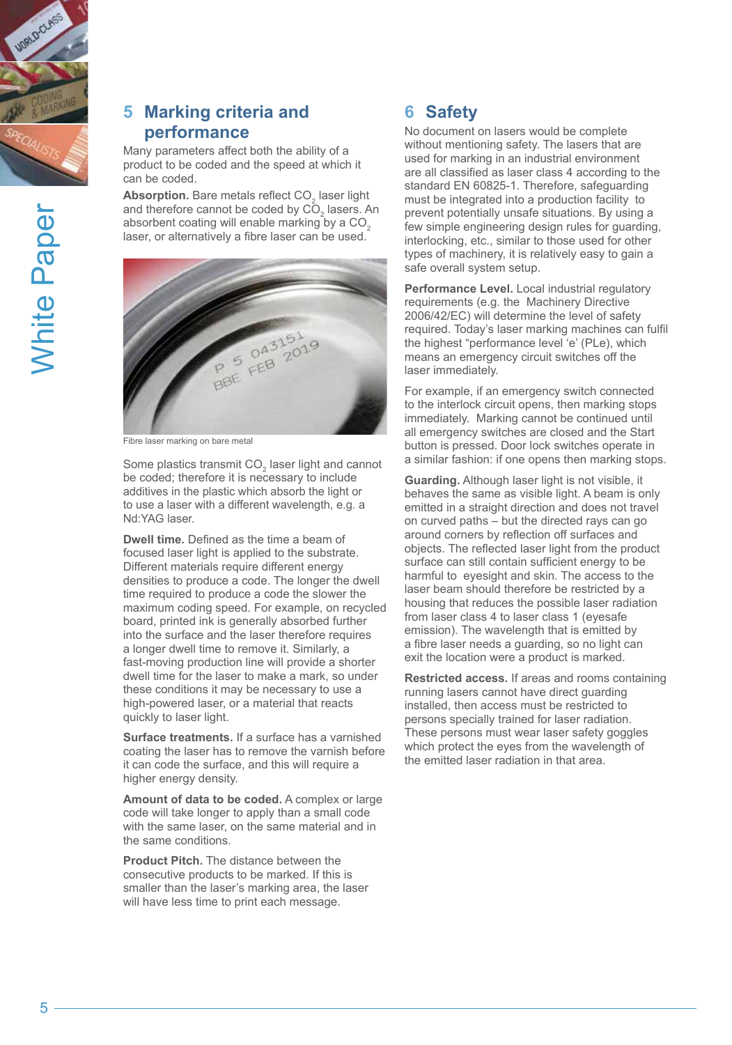## 5 Marking criteria and performance

Many parameters affect both the ability of a product to be coded and the speed at which it can be coded.

**Absorption.** Bare metals reflect $CO_2$ laser light and therefore cannot be coded by $CO_2$ lasers. An absorbent coating will enable marking by a $CO_2$ laser, or alternatively a fibre laser can be used.

Fibre laser marking on bare metal

Some plastics transmit $CO_2$ laser light and cannot be coded; therefore it is necessary to include additives in the plastic which absorb the light or to use a laser with a different wavelength, e.g. a Nd:YAG laser.

**Dwell time.** Defined as the time a beam of focused laser light is applied to the substrate. Different materials require different energy densities to produce a code. The longer the dwell time required to produce a code the slower the maximum coding speed. For example, on recycled board, printed ink is generally absorbed further into the surface and the laser therefore requires a longer dwell time to remove it. Similarly, a fast-moving production line will provide a shorter dwell time for the laser to make a mark, so under these conditions it may be necessary to use a high-powered laser, or a material that reacts quickly to laser light.

**Surface treatments.** If a surface has a varnished coating the laser has to remove the varnish before it can code the surface, and this will require a higher energy density.

**Amount of data to be coded.** A complex or large code will take longer to apply than a small code with the same laser, on the same material and in the same conditions.

**Product Pitch.** The distance between the consecutive products to be marked. If this is smaller than the laser's marking area, the laser will have less time to print each message.

## 6 Safety

No document on lasers would be complete without mentioning safety. The lasers that are used for marking in an industrial environment are all classified as laser class 4 according to the standard EN 60825-1. Therefore, safeguarding must be integrated into a production facility to prevent potentially unsafe situations. By using a few simple engineering design rules for guarding, interlocking, etc., similar to those used for other types of machinery, it is relatively easy to gain a safe overall system setup.

**Performance Level.** Local industrial regulatory requirements (e.g. the Machinery Directive 2006/42/EC) will determine the level of safety required. Today's laser marking machines can fulfil the highest "performance level 'e' (PLe), which means an emergency circuit switches off the laser immediately.

For example, if an emergency switch connected to the interlock circuit opens, then marking stops immediately. Marking cannot be continued until all emergency switches are closed and the Start button is pressed. Door lock switches operate in a similar fashion: if one opens then marking stops.

**Guarding.** Although laser light is not visible, it behaves the same as visible light. A beam is only emitted in a straight direction and does not travel on curved paths – but the directed rays can go around corners by reflection off surfaces and objects. The reflected laser light from the product surface can still contain sufficient energy to be harmful to eyesight and skin. The access to the laser beam should therefore be restricted by a housing that reduces the possible laser radiation from laser class 4 to laser class 1 (eyesafe emission). The wavelength that is emitted by a fibre laser needs a guarding, so no light can exit the location were a product is marked.

**Restricted access.** If areas and rooms containing running lasers cannot have direct guarding installed, then access must be restricted to persons specially trained for laser radiation. These persons must wear laser safety goggles which protect the eyes from the wavelength of the emitted laser radiation in that area.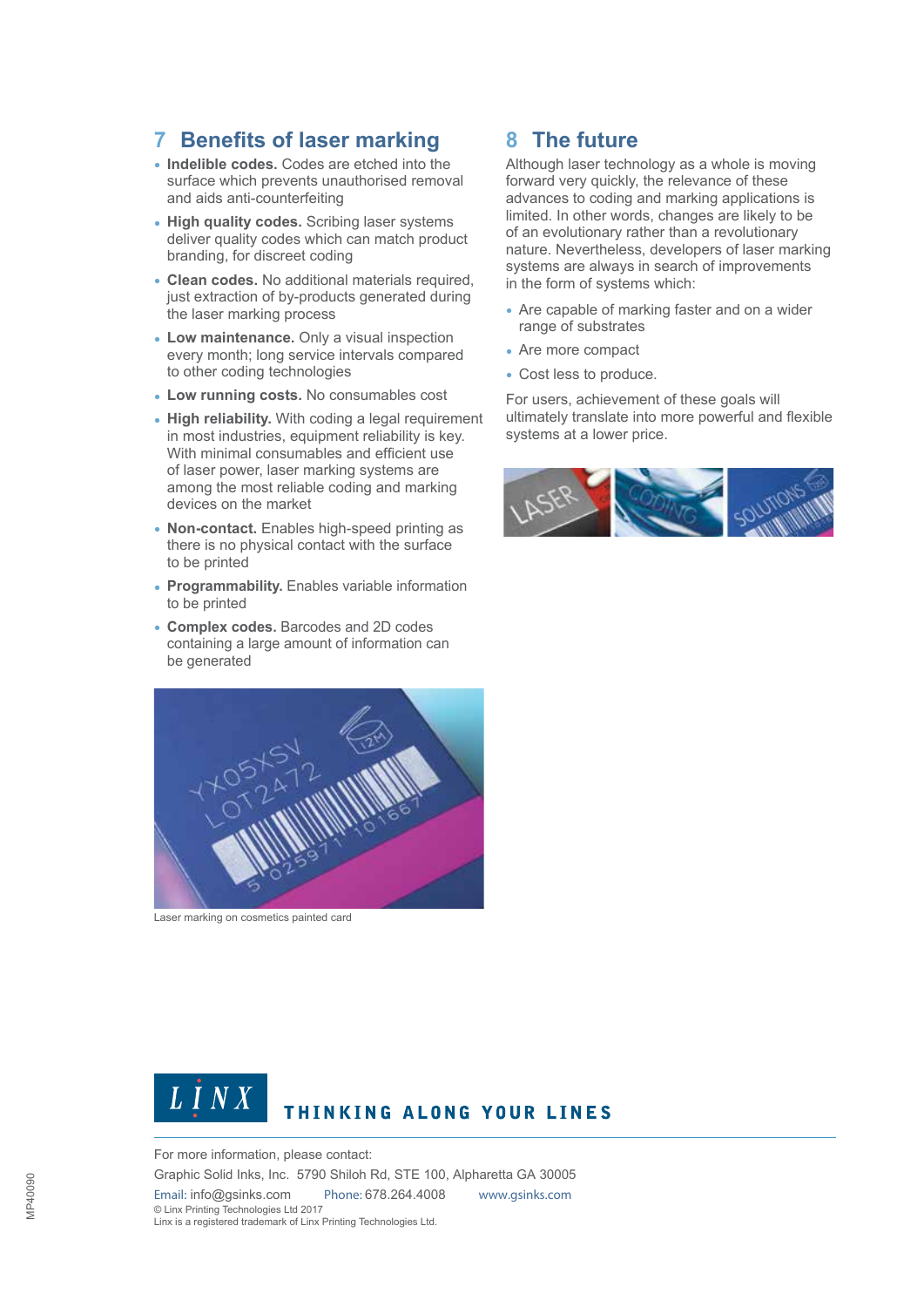## 7 Benefits of laser marking

- **Indelible codes.** Codes are etched into the surface which prevents unauthorised removal and aids anti-counterfeiting
- **High quality codes.** Scribing laser systems deliver quality codes which can match product branding, for discreet coding
- **Clean codes.** No additional materials required, just extraction of by-products generated during the laser marking process
- **Low maintenance.** Only a visual inspection every month; long service intervals compared to other coding technologies
- **Low running costs.** No consumables cost
- **High reliability.** With coding a legal requirement in most industries, equipment reliability is key. With minimal consumables and efficient use of laser power, laser marking systems are among the most reliable coding and marking devices on the market
- **Non-contact.** Enables high-speed printing as there is no physical contact with the surface to be printed
- **Programmability.** Enables variable information to be printed
- **Complex codes.** Barcodes and 2D codes containing a large amount of information can be generated

Laser marking on cosmetics painted card

## 8 The future

Although laser technology as a whole is moving forward very quickly, the relevance of these advances to coding and marking applications is limited. In other words, changes are likely to be of an evolutionary rather than a revolutionary nature. Nevertheless, developers of laser marking systems are always in search of improvements in the form of systems which:

- Are capable of marking faster and on a wider range of substrates
- Are more compact
- Cost less to produce.

For users, achievement of these goals will ultimately translate into more powerful and flexible systems at a lower price.

LINX THINKING ALONG YOUR LINES

For more information, please contact:

Graphic Solid Inks, Inc. 5790 Shiloh Rd, STE 100, Alpharetta GA 30005

Email: info@gsinks.com Phone: 678.264.4008 www.gsinks.com

© Linx Printing Technologies Ltd 2017

Linx is a registered trademark of Linx Printing Technologies Ltd.

MP40090